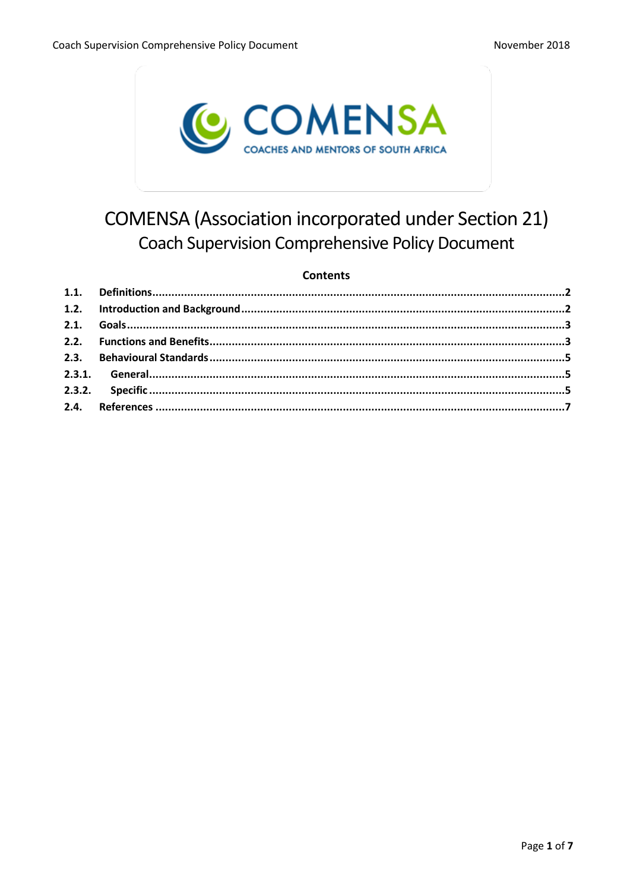# COMENSA (Association incorporated under Section 21)

## Coach Supervision Comprehensive Policy Document

**Contents**

| | | |
|---|---|---|
| **1.1.** | **Definitions** | **2** |
| **1.2.** | **Introduction and Background** | **2** |
| **2.1.** | **Goals** | **3** |
| **2.2.** | **Functions and Benefits** | **3** |
| **2.3.** | **Behavioural Standards** | **5** |
| **2.3.1.** | **General** | **5** |
| **2.3.2.** | **Specific** | **5** |
| **2.4.** | **References** | **7** |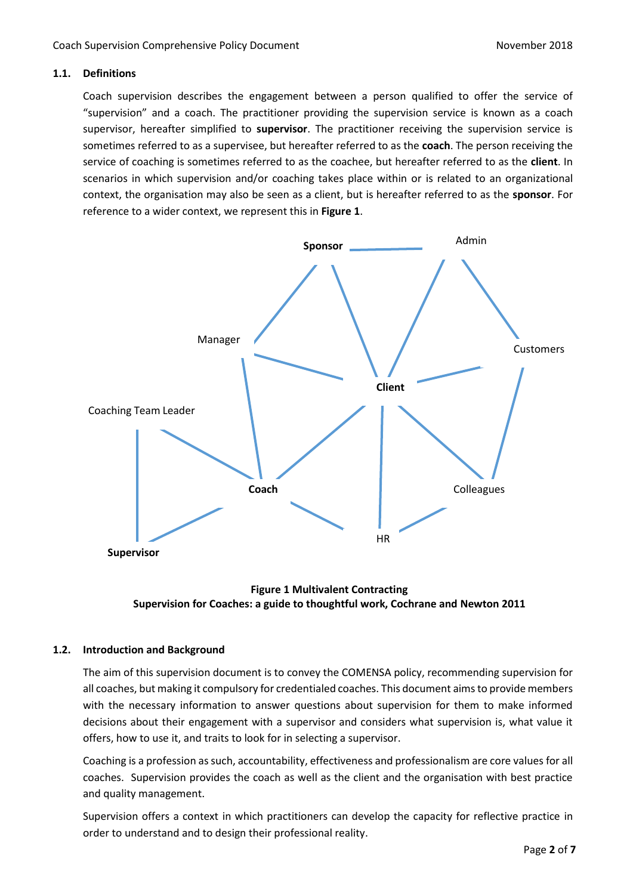### 1.1. Definitions

Coach supervision describes the engagement between a person qualified to offer the service of "supervision" and a coach. The practitioner providing the supervision service is known as a coach supervisor, hereafter simplified to **supervisor**. The practitioner receiving the supervision service is sometimes referred to as a supervisee, but hereafter referred to as the **coach**. The person receiving the service of coaching is sometimes referred to as the coachee, but hereafter referred to as the **client**. In scenarios in which supervision and/or coaching takes place within or is related to an organizational context, the organisation may also be seen as a client, but is hereafter referred to as the **sponsor**. For reference to a wider context, we represent this in **Figure 1**.

Sponsor — Admin — Manager — Customers — Client — Coaching Team Leader — Coach — Colleagues — HR — Supervisor

**Figure 1 Multivalent Contracting**
**Supervision for Coaches: a guide to thoughtful work, Cochrane and Newton 2011**

### 1.2. Introduction and Background

The aim of this supervision document is to convey the COMENSA policy, recommending supervision for all coaches, but making it compulsory for credentialed coaches. This document aims to provide members with the necessary information to answer questions about supervision for them to make informed decisions about their engagement with a supervisor and considers what supervision is, what value it offers, how to use it, and traits to look for in selecting a supervisor.

Coaching is a profession as such, accountability, effectiveness and professionalism are core values for all coaches. Supervision provides the coach as well as the client and the organisation with best practice and quality management.

Supervision offers a context in which practitioners can develop the capacity for reflective practice in order to understand and to design their professional reality.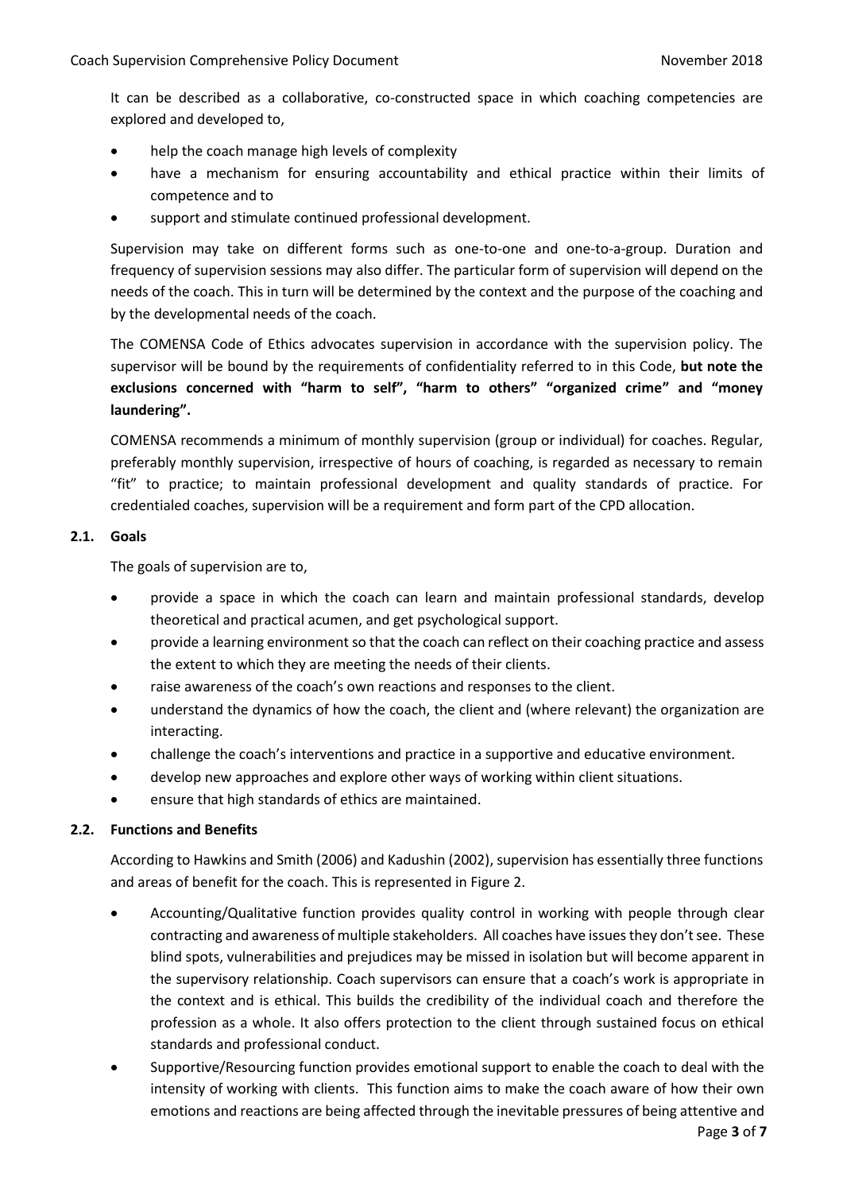It can be described as a collaborative, co-constructed space in which coaching competencies are explored and developed to,

- help the coach manage high levels of complexity
- have a mechanism for ensuring accountability and ethical practice within their limits of competence and to
- support and stimulate continued professional development.

Supervision may take on different forms such as one-to-one and one-to-a-group. Duration and frequency of supervision sessions may also differ. The particular form of supervision will depend on the needs of the coach. This in turn will be determined by the context and the purpose of the coaching and by the developmental needs of the coach.

The COMENSA Code of Ethics advocates supervision in accordance with the supervision policy. The supervisor will be bound by the requirements of confidentiality referred to in this Code, **but note the exclusions concerned with "harm to self", "harm to others" "organized crime" and "money laundering".**

COMENSA recommends a minimum of monthly supervision (group or individual) for coaches. Regular, preferably monthly supervision, irrespective of hours of coaching, is regarded as necessary to remain "fit" to practice; to maintain professional development and quality standards of practice. For credentialed coaches, supervision will be a requirement and form part of the CPD allocation.

### 2.1. Goals

The goals of supervision are to,

- provide a space in which the coach can learn and maintain professional standards, develop theoretical and practical acumen, and get psychological support.
- provide a learning environment so that the coach can reflect on their coaching practice and assess the extent to which they are meeting the needs of their clients.
- raise awareness of the coach's own reactions and responses to the client.
- understand the dynamics of how the coach, the client and (where relevant) the organization are interacting.
- challenge the coach's interventions and practice in a supportive and educative environment.
- develop new approaches and explore other ways of working within client situations.
- ensure that high standards of ethics are maintained.

### 2.2. Functions and Benefits

According to Hawkins and Smith (2006) and Kadushin (2002), supervision has essentially three functions and areas of benefit for the coach. This is represented in Figure 2.

- Accounting/Qualitative function provides quality control in working with people through clear contracting and awareness of multiple stakeholders. All coaches have issues they don't see. These blind spots, vulnerabilities and prejudices may be missed in isolation but will become apparent in the supervisory relationship. Coach supervisors can ensure that a coach's work is appropriate in the context and is ethical. This builds the credibility of the individual coach and therefore the profession as a whole. It also offers protection to the client through sustained focus on ethical standards and professional conduct.
- Supportive/Resourcing function provides emotional support to enable the coach to deal with the intensity of working with clients. This function aims to make the coach aware of how their own emotions and reactions are being affected through the inevitable pressures of being attentive and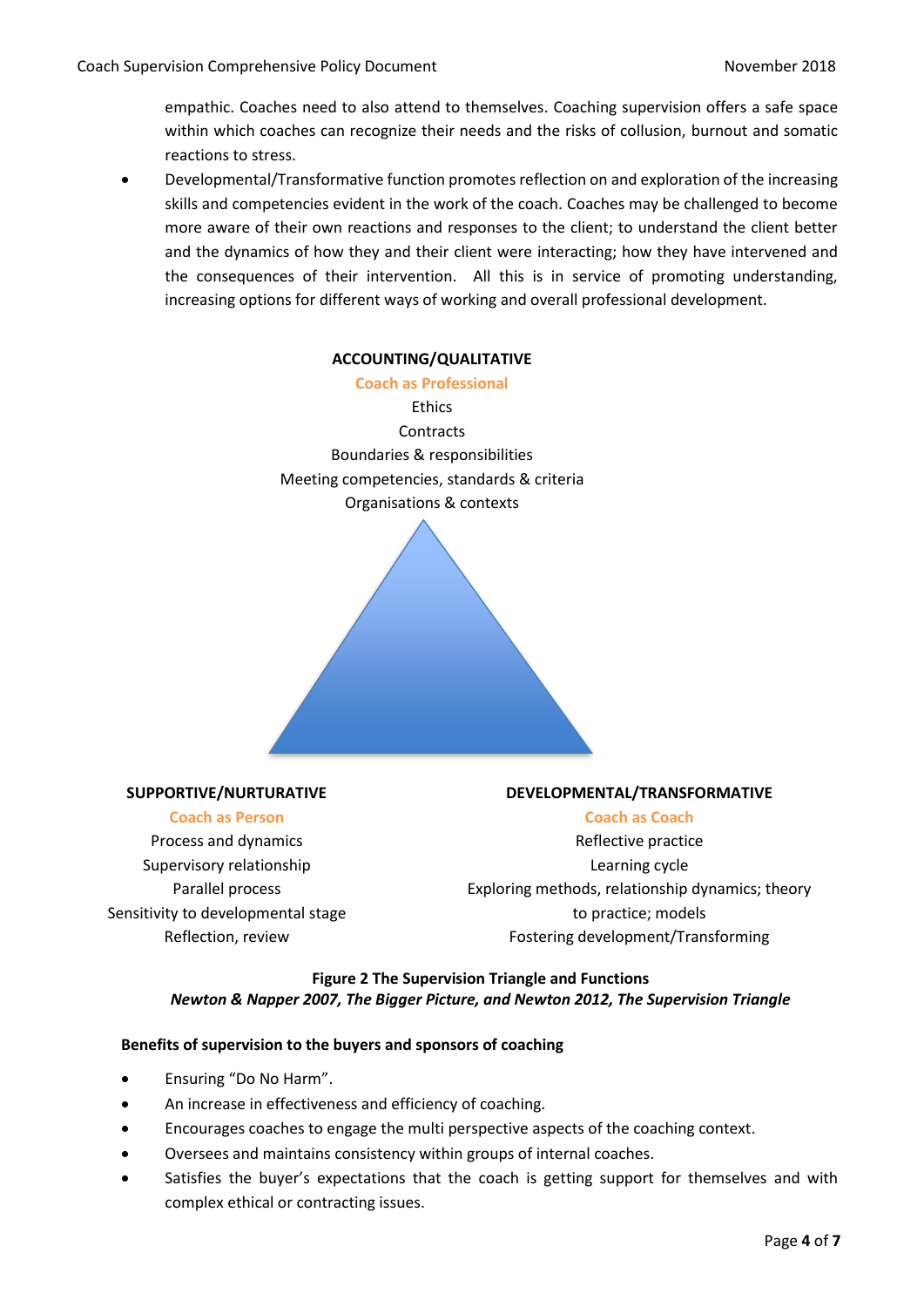empathic. Coaches need to also attend to themselves. Coaching supervision offers a safe space within which coaches can recognize their needs and the risks of collusion, burnout and somatic reactions to stress.

- Developmental/Transformative function promotes reflection on and exploration of the increasing skills and competencies evident in the work of the coach. Coaches may be challenged to become more aware of their own reactions and responses to the client; to understand the client better and the dynamics of how they and their client were interacting; how they have intervened and the consequences of their intervention. All this is in service of promoting understanding, increasing options for different ways of working and overall professional development.

**ACCOUNTING/QUALITATIVE**

Coach as Professional

Ethics

Contracts

Boundaries & responsibilities

Meeting competencies, standards & criteria

Organisations & contexts

**SUPPORTIVE/NURTURATIVE**

Coach as Person

Process and dynamics

Supervisory relationship

Parallel process

Sensitivity to developmental stage

Reflection, review

**DEVELOPMENTAL/TRANSFORMATIVE**

Coach as Coach

Reflective practice

Learning cycle

Exploring methods, relationship dynamics; theory to practice; models

Fostering development/Transforming

**Figure 2 The Supervision Triangle and Functions**

***Newton & Napper 2007, The Bigger Picture, and Newton 2012, The Supervision Triangle***

**Benefits of supervision to the buyers and sponsors of coaching**

- Ensuring "Do No Harm".
- An increase in effectiveness and efficiency of coaching.
- Encourages coaches to engage the multi perspective aspects of the coaching context.
- Oversees and maintains consistency within groups of internal coaches.
- Satisfies the buyer's expectations that the coach is getting support for themselves and with complex ethical or contracting issues.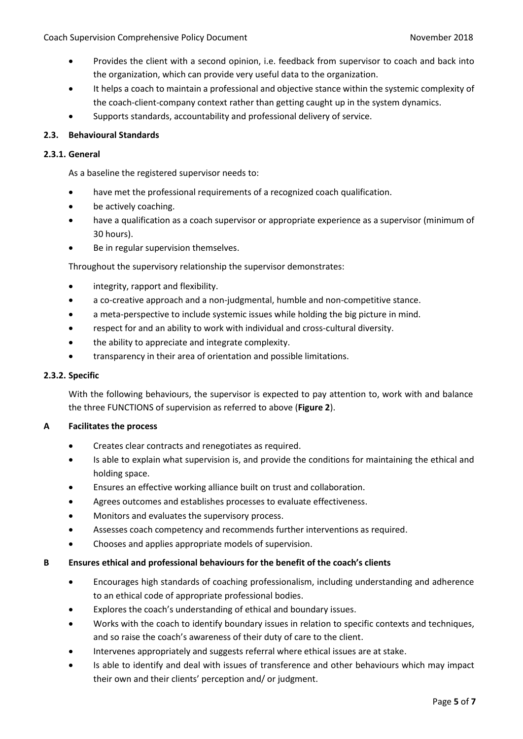- Provides the client with a second opinion, i.e. feedback from supervisor to coach and back into the organization, which can provide very useful data to the organization.
- It helps a coach to maintain a professional and objective stance within the systemic complexity of the coach-client-company context rather than getting caught up in the system dynamics.
- Supports standards, accountability and professional delivery of service.

### 2.3. Behavioural Standards

#### 2.3.1. General

As a baseline the registered supervisor needs to:

- have met the professional requirements of a recognized coach qualification.
- be actively coaching.
- have a qualification as a coach supervisor or appropriate experience as a supervisor (minimum of 30 hours).
- Be in regular supervision themselves.

Throughout the supervisory relationship the supervisor demonstrates:

- integrity, rapport and flexibility.
- a co-creative approach and a non-judgmental, humble and non-competitive stance.
- a meta-perspective to include systemic issues while holding the big picture in mind.
- respect for and an ability to work with individual and cross-cultural diversity.
- the ability to appreciate and integrate complexity.
- transparency in their area of orientation and possible limitations.

#### 2.3.2. Specific

With the following behaviours, the supervisor is expected to pay attention to, work with and balance the three FUNCTIONS of supervision as referred to above (**Figure 2**).

**A Facilitates the process**

- Creates clear contracts and renegotiates as required.
- Is able to explain what supervision is, and provide the conditions for maintaining the ethical and holding space.
- Ensures an effective working alliance built on trust and collaboration.
- Agrees outcomes and establishes processes to evaluate effectiveness.
- Monitors and evaluates the supervisory process.
- Assesses coach competency and recommends further interventions as required.
- Chooses and applies appropriate models of supervision.

**B Ensures ethical and professional behaviours for the benefit of the coach's clients**

- Encourages high standards of coaching professionalism, including understanding and adherence to an ethical code of appropriate professional bodies.
- Explores the coach's understanding of ethical and boundary issues.
- Works with the coach to identify boundary issues in relation to specific contexts and techniques, and so raise the coach's awareness of their duty of care to the client.
- Intervenes appropriately and suggests referral where ethical issues are at stake.
- Is able to identify and deal with issues of transference and other behaviours which may impact their own and their clients' perception and/ or judgment.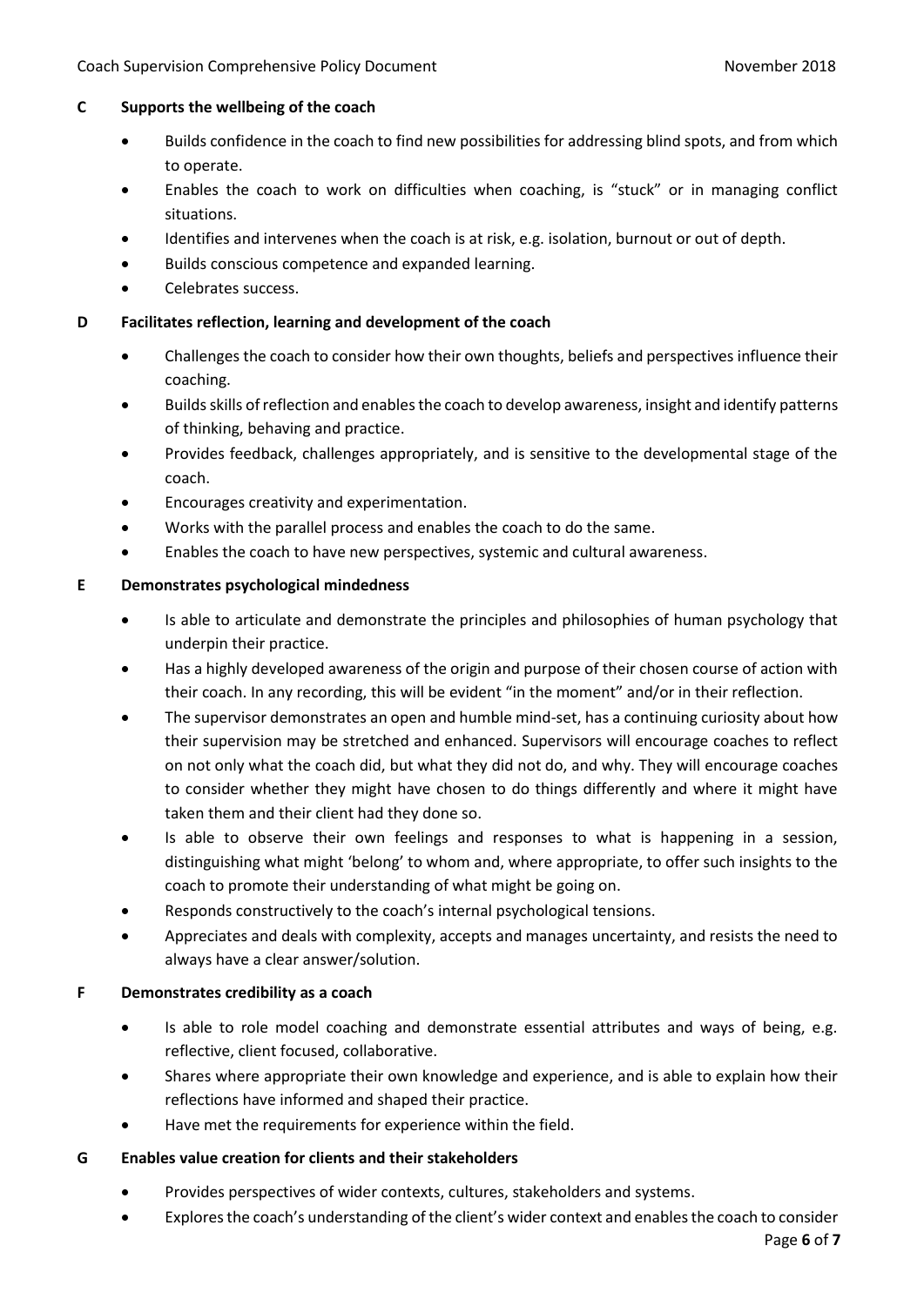**C Supports the wellbeing of the coach**

- Builds confidence in the coach to find new possibilities for addressing blind spots, and from which to operate.
- Enables the coach to work on difficulties when coaching, is "stuck" or in managing conflict situations.
- Identifies and intervenes when the coach is at risk, e.g. isolation, burnout or out of depth.
- Builds conscious competence and expanded learning.
- Celebrates success.

**D Facilitates reflection, learning and development of the coach**

- Challenges the coach to consider how their own thoughts, beliefs and perspectives influence their coaching.
- Builds skills of reflection and enables the coach to develop awareness, insight and identify patterns of thinking, behaving and practice.
- Provides feedback, challenges appropriately, and is sensitive to the developmental stage of the coach.
- Encourages creativity and experimentation.
- Works with the parallel process and enables the coach to do the same.
- Enables the coach to have new perspectives, systemic and cultural awareness.

**E Demonstrates psychological mindedness**

- Is able to articulate and demonstrate the principles and philosophies of human psychology that underpin their practice.
- Has a highly developed awareness of the origin and purpose of their chosen course of action with their coach. In any recording, this will be evident "in the moment" and/or in their reflection.
- The supervisor demonstrates an open and humble mind-set, has a continuing curiosity about how their supervision may be stretched and enhanced. Supervisors will encourage coaches to reflect on not only what the coach did, but what they did not do, and why. They will encourage coaches to consider whether they might have chosen to do things differently and where it might have taken them and their client had they done so.
- Is able to observe their own feelings and responses to what is happening in a session, distinguishing what might 'belong' to whom and, where appropriate, to offer such insights to the coach to promote their understanding of what might be going on.
- Responds constructively to the coach's internal psychological tensions.
- Appreciates and deals with complexity, accepts and manages uncertainty, and resists the need to always have a clear answer/solution.

**F Demonstrates credibility as a coach**

- Is able to role model coaching and demonstrate essential attributes and ways of being, e.g. reflective, client focused, collaborative.
- Shares where appropriate their own knowledge and experience, and is able to explain how their reflections have informed and shaped their practice.
- Have met the requirements for experience within the field.

**G Enables value creation for clients and their stakeholders**

- Provides perspectives of wider contexts, cultures, stakeholders and systems.
- Explores the coach's understanding of the client's wider context and enables the coach to consider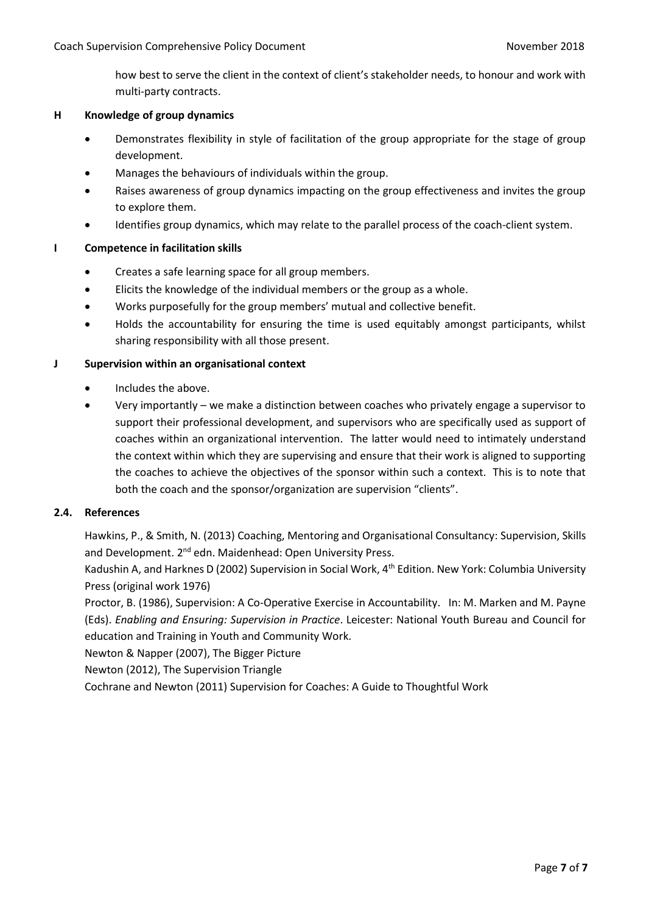how best to serve the client in the context of client's stakeholder needs, to honour and work with multi-party contracts.

**H Knowledge of group dynamics**

- Demonstrates flexibility in style of facilitation of the group appropriate for the stage of group development.
- Manages the behaviours of individuals within the group.
- Raises awareness of group dynamics impacting on the group effectiveness and invites the group to explore them.
- Identifies group dynamics, which may relate to the parallel process of the coach-client system.

**I Competence in facilitation skills**

- Creates a safe learning space for all group members.
- Elicits the knowledge of the individual members or the group as a whole.
- Works purposefully for the group members' mutual and collective benefit.
- Holds the accountability for ensuring the time is used equitably amongst participants, whilst sharing responsibility with all those present.

**J Supervision within an organisational context**

- Includes the above.
- Very importantly – we make a distinction between coaches who privately engage a supervisor to support their professional development, and supervisors who are specifically used as support of coaches within an organizational intervention. The latter would need to intimately understand the context within which they are supervising and ensure that their work is aligned to supporting the coaches to achieve the objectives of the sponsor within such a context. This is to note that both the coach and the sponsor/organization are supervision "clients".

### 2.4. References

Hawkins, P., & Smith, N. (2013) Coaching, Mentoring and Organisational Consultancy: Supervision, Skills and Development. 2nd edn. Maidenhead: Open University Press.

Kadushin A, and Harknes D (2002) Supervision in Social Work, 4th Edition. New York: Columbia University Press (original work 1976)

Proctor, B. (1986), Supervision: A Co-Operative Exercise in Accountability. In: M. Marken and M. Payne (Eds). *Enabling and Ensuring: Supervision in Practice*. Leicester: National Youth Bureau and Council for education and Training in Youth and Community Work.

Newton & Napper (2007), The Bigger Picture

Newton (2012), The Supervision Triangle

Cochrane and Newton (2011) Supervision for Coaches: A Guide to Thoughtful Work